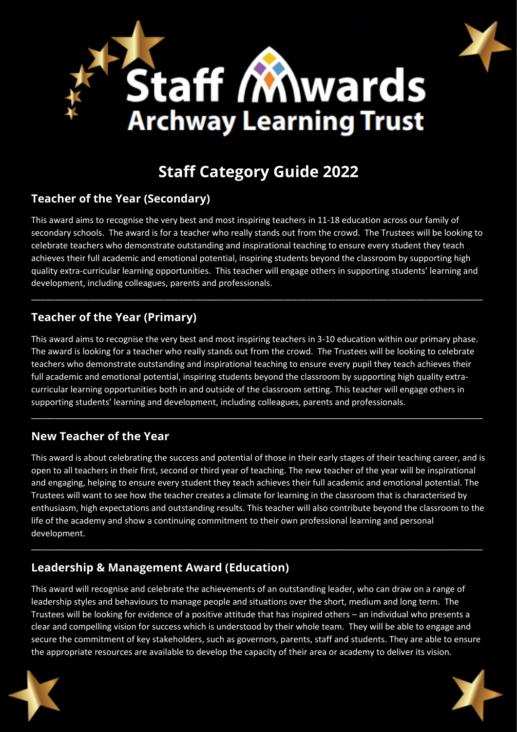# Staff Awards
## Archway Learning Trust

## Staff Category Guide 2022

### Teacher of the Year (Secondary)

This award aims to recognise the very best and most inspiring teachers in 11-18 education across our family of secondary schools. The award is for a teacher who really stands out from the crowd. The Trustees will be looking to celebrate teachers who demonstrate outstanding and inspirational teaching to ensure every student they teach achieves their full academic and emotional potential, inspiring students beyond the classroom by supporting high quality extra-curricular learning opportunities. This teacher will engage others in supporting students' learning and development, including colleagues, parents and professionals.

---

### Teacher of the Year (Primary)

This award aims to recognise the very best and most inspiring teachers in 3-10 education within our primary phase. The award is looking for a teacher who really stands out from the crowd. The Trustees will be looking to celebrate teachers who demonstrate outstanding and inspirational teaching to ensure every pupil they teach achieves their full academic and emotional potential, inspiring students beyond the classroom by supporting high quality extra-curricular learning opportunities both in and outside of the classroom setting. This teacher will engage others in supporting students' learning and development, including colleagues, parents and professionals.

---

### New Teacher of the Year

This award is about celebrating the success and potential of those in their early stages of their teaching career, and is open to all teachers in their first, second or third year of teaching. The new teacher of the year will be inspirational and engaging, helping to ensure every student they teach achieves their full academic and emotional potential. The Trustees will want to see how the teacher creates a climate for learning in the classroom that is characterised by enthusiasm, high expectations and outstanding results. This teacher will also contribute beyond the classroom to the life of the academy and show a continuing commitment to their own professional learning and personal development.

---

### Leadership & Management Award (Education)

This award will recognise and celebrate the achievements of an outstanding leader, who can draw on a range of leadership styles and behaviours to manage people and situations over the short, medium and long term. The Trustees will be looking for evidence of a positive attitude that has inspired others – an individual who presents a clear and compelling vision for success which is understood by their whole team. They will be able to engage and secure the commitment of key stakeholders, such as governors, parents, staff and students. They are able to ensure the appropriate resources are available to develop the capacity of their area or academy to deliver its vision.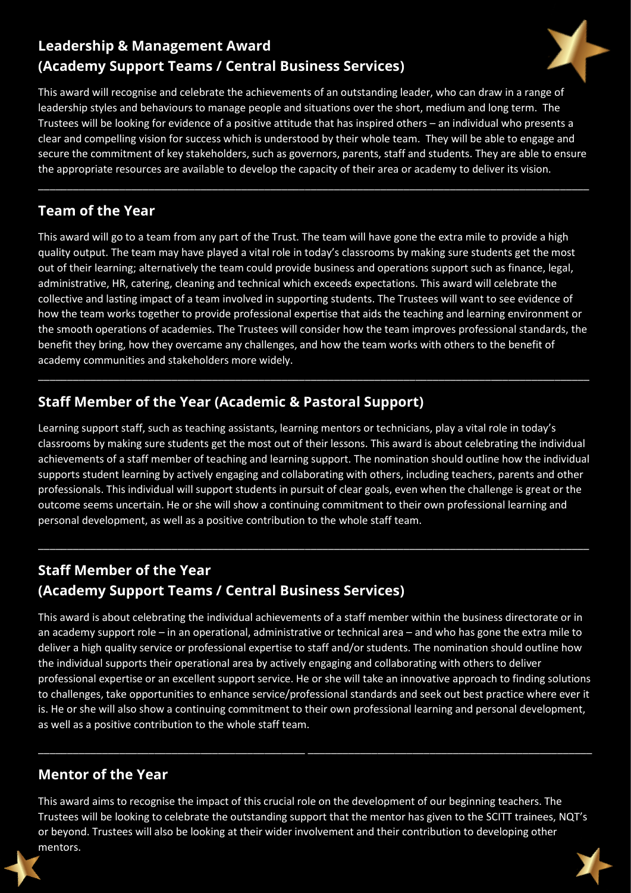## Leadership & Management Award (Academy Support Teams / Central Business Services)

This award will recognise and celebrate the achievements of an outstanding leader, who can draw in a range of leadership styles and behaviours to manage people and situations over the short, medium and long term. The Trustees will be looking for evidence of a positive attitude that has inspired others – an individual who presents a clear and compelling vision for success which is understood by their whole team. They will be able to engage and secure the commitment of key stakeholders, such as governors, parents, staff and students. They are able to ensure the appropriate resources are available to develop the capacity of their area or academy to deliver its vision.

---

## Team of the Year

This award will go to a team from any part of the Trust. The team will have gone the extra mile to provide a high quality output. The team may have played a vital role in today's classrooms by making sure students get the most out of their learning; alternatively the team could provide business and operations support such as finance, legal, administrative, HR, catering, cleaning and technical which exceeds expectations. This award will celebrate the collective and lasting impact of a team involved in supporting students. The Trustees will want to see evidence of how the team works together to provide professional expertise that aids the teaching and learning environment or the smooth operations of academies. The Trustees will consider how the team improves professional standards, the benefit they bring, how they overcame any challenges, and how the team works with others to the benefit of academy communities and stakeholders more widely.

---

## Staff Member of the Year (Academic & Pastoral Support)

Learning support staff, such as teaching assistants, learning mentors or technicians, play a vital role in today's classrooms by making sure students get the most out of their lessons. This award is about celebrating the individual achievements of a staff member of teaching and learning support. The nomination should outline how the individual supports student learning by actively engaging and collaborating with others, including teachers, parents and other professionals. This individual will support students in pursuit of clear goals, even when the challenge is great or the outcome seems uncertain. He or she will show a continuing commitment to their own professional learning and personal development, as well as a positive contribution to the whole staff team.

---

## Staff Member of the Year (Academy Support Teams / Central Business Services)

This award is about celebrating the individual achievements of a staff member within the business directorate or in an academy support role – in an operational, administrative or technical area – and who has gone the extra mile to deliver a high quality service or professional expertise to staff and/or students. The nomination should outline how the individual supports their operational area by actively engaging and collaborating with others to deliver professional expertise or an excellent support service. He or she will take an innovative approach to finding solutions to challenges, take opportunities to enhance service/professional standards and seek out best practice where ever it is. He or she will also show a continuing commitment to their own professional learning and personal development, as well as a positive contribution to the whole staff team.

---

## Mentor of the Year

This award aims to recognise the impact of this crucial role on the development of our beginning teachers. The Trustees will be looking to celebrate the outstanding support that the mentor has given to the SCITT trainees, NQT's or beyond. Trustees will also be looking at their wider involvement and their contribution to developing other mentors.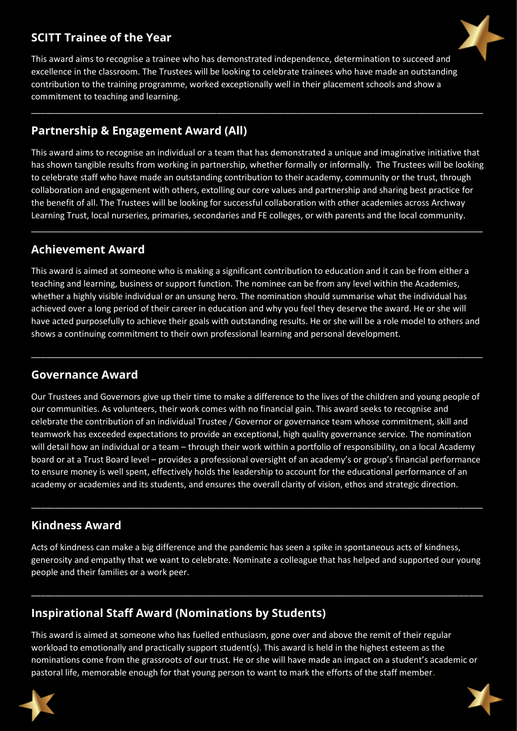## SCITT Trainee of the Year

This award aims to recognise a trainee who has demonstrated independence, determination to succeed and excellence in the classroom. The Trustees will be looking to celebrate trainees who have made an outstanding contribution to the training programme, worked exceptionally well in their placement schools and show a commitment to teaching and learning.

---

## Partnership & Engagement Award (All)

This award aims to recognise an individual or a team that has demonstrated a unique and imaginative initiative that has shown tangible results from working in partnership, whether formally or informally. The Trustees will be looking to celebrate staff who have made an outstanding contribution to their academy, community or the trust, through collaboration and engagement with others, extolling our core values and partnership and sharing best practice for the benefit of all. The Trustees will be looking for successful collaboration with other academies across Archway Learning Trust, local nurseries, primaries, secondaries and FE colleges, or with parents and the local community.

---

## Achievement Award

This award is aimed at someone who is making a significant contribution to education and it can be from either a teaching and learning, business or support function. The nominee can be from any level within the Academies, whether a highly visible individual or an unsung hero. The nomination should summarise what the individual has achieved over a long period of their career in education and why you feel they deserve the award. He or she will have acted purposefully to achieve their goals with outstanding results. He or she will be a role model to others and shows a continuing commitment to their own professional learning and personal development.

---

## Governance Award

Our Trustees and Governors give up their time to make a difference to the lives of the children and young people of our communities. As volunteers, their work comes with no financial gain. This award seeks to recognise and celebrate the contribution of an individual Trustee / Governor or governance team whose commitment, skill and teamwork has exceeded expectations to provide an exceptional, high quality governance service. The nomination will detail how an individual or a team – through their work within a portfolio of responsibility, on a local Academy board or at a Trust Board level – provides a professional oversight of an academy's or group's financial performance to ensure money is well spent, effectively holds the leadership to account for the educational performance of an academy or academies and its students, and ensures the overall clarity of vision, ethos and strategic direction.

---

## Kindness Award

Acts of kindness can make a big difference and the pandemic has seen a spike in spontaneous acts of kindness, generosity and empathy that we want to celebrate. Nominate a colleague that has helped and supported our young people and their families or a work peer.

---

## Inspirational Staff Award (Nominations by Students)

This award is aimed at someone who has fuelled enthusiasm, gone over and above the remit of their regular workload to emotionally and practically support student(s). This award is held in the highest esteem as the nominations come from the grassroots of our trust. He or she will have made an impact on a student's academic or pastoral life, memorable enough for that young person to want to mark the efforts of the staff member.